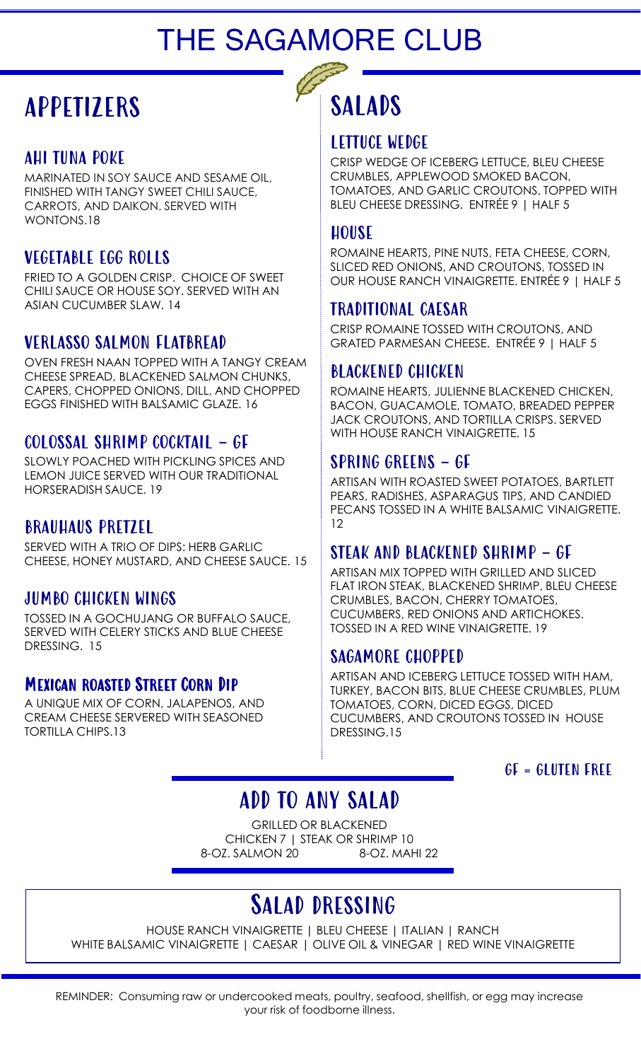# THE SAGAMORE CLUB

## APPETIZERS

### AHI TUNA POKE

MARINATED IN SOY SAUCE AND SESAME OIL, FINISHED WITH TANGY SWEET CHILI SAUCE, CARROTS, AND DAIKON. SERVED WITH WONTONS.18

### VEGETABLE EGG ROLLS

FRIED TO A GOLDEN CRISP. CHOICE OF SWEET CHILI SAUCE OR HOUSE SOY. SERVED WITH AN ASIAN CUCUMBER SLAW. 14

### VERLASSO SALMON FLATBREAD

OVEN FRESH NAAN TOPPED WITH A TANGY CREAM CHEESE SPREAD, BLACKENED SALMON CHUNKS, CAPERS, CHOPPED ONIONS, DILL, AND CHOPPED EGGS FINISHED WITH BALSAMIC GLAZE. 16

### COLOSSAL SHRIMP COCKTAIL – GF

SLOWLY POACHED WITH PICKLING SPICES AND LEMON JUICE SERVED WITH OUR TRADITIONAL HORSERADISH SAUCE. 19

### BRAUHAUS PRETZEL

SERVED WITH A TRIO OF DIPS: HERB GARLIC CHEESE, HONEY MUSTARD, AND CHEESE SAUCE. 15

### JUMBO CHICKEN WINGS

TOSSED IN A GOCHUJANG OR BUFFALO SAUCE, SERVED WITH CELERY STICKS AND BLUE CHEESE DRESSING. 15

### MEXICAN ROASTED STREET CORN DIP

A UNIQUE MIX OF CORN, JALAPENOS, AND CREAM CHEESE SERVERED WITH SEASONED TORTILLA CHIPS.13

## SALADS

### LETTUCE WEDGE

CRISP WEDGE OF ICEBERG LETTUCE, BLEU CHEESE CRUMBLES, APPLEWOOD SMOKED BACON, TOMATOES, AND GARLIC CROUTONS. TOPPED WITH BLEU CHEESE DRESSING. ENTRÉE 9 | HALF 5

### HOUSE

ROMAINE HEARTS, PINE NUTS, FETA CHEESE, CORN, SLICED RED ONIONS, AND CROUTONS, TOSSED IN OUR HOUSE RANCH VINAIGRETTE. ENTRÉE 9 | HALF 5

### TRADITIONAL CAESAR

CRISP ROMAINE TOSSED WITH CROUTONS, AND GRATED PARMESAN CHEESE. ENTRÉE 9 | HALF 5

### BLACKENED CHICKEN

ROMAINE HEARTS, JULIENNE BLACKENED CHICKEN, BACON, GUACAMOLE, TOMATO, BREADED PEPPER JACK CROUTONS, AND TORTILLA CRISPS. SERVED WITH HOUSE RANCH VINAIGRETTE. 15

### SPRING GREENS – GF

ARTISAN WITH ROASTED SWEET POTATOES, BARTLETT PEARS, RADISHES, ASPARAGUS TIPS, AND CANDIED PECANS TOSSED IN A WHITE BALSAMIC VINAIGRETTE. 12

### STEAK AND BLACKENED SHRIMP – GF

ARTISAN MIX TOPPED WITH GRILLED AND SLICED FLAT IRON STEAK, BLACKENED SHRIMP, BLEU CHEESE CRUMBLES, BACON, CHERRY TOMATOES, CUCUMBERS, RED ONIONS AND ARTICHOKES. TOSSED IN A RED WINE VINAIGRETTE. 19

### SAGAMORE CHOPPED

ARTISAN AND ICEBERG LETTUCE TOSSED WITH HAM, TURKEY, BACON BITS, BLUE CHEESE CRUMBLES, PLUM TOMATOES, CORN, DICED EGGS, DICED CUCUMBERS, AND CROUTONS TOSSED IN HOUSE DRESSING.15

GF = GLUTEN FREE

## ADD TO ANY SALAD

GRILLED OR BLACKENED
CHICKEN 7 | STEAK OR SHRIMP 10
8-OZ. SALMON 20 8-OZ. MAHI 22

## SALAD DRESSING

HOUSE RANCH VINAIGRETTE | BLEU CHEESE | ITALIAN | RANCH
WHITE BALSAMIC VINAIGRETTE | CAESAR | OLIVE OIL & VINEGAR | RED WINE VINAIGRETTE

REMINDER: Consuming raw or undercooked meats, poultry, seafood, shellfish, or egg may increase your risk of foodborne illness.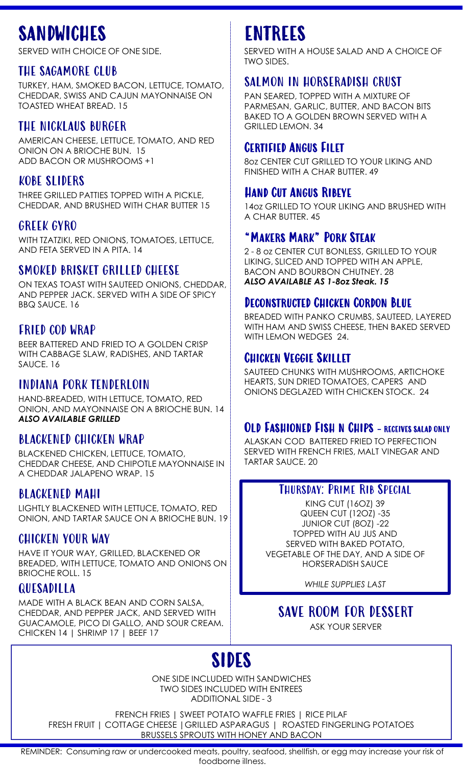# SANDWICHES

SERVED WITH CHOICE OF ONE SIDE.

## THE SAGAMORE CLUB

TURKEY, HAM, SMOKED BACON, LETTUCE, TOMATO, CHEDDAR, SWISS AND CAJUN MAYONNAISE ON TOASTED WHEAT BREAD. 15

## THE NICKLAUS BURGER

AMERICAN CHEESE, LETTUCE, TOMATO, AND RED ONION ON A BRIOCHE BUN. 15
ADD BACON OR MUSHROOMS +1

## KOBE SLIDERS

THREE GRILLED PATTIES TOPPED WITH A PICKLE, CHEDDAR, AND BRUSHED WITH CHAR BUTTER 15

## GREEK GYRO

WITH TZATZIKI, RED ONIONS, TOMATOES, LETTUCE, AND FETA SERVED IN A PITA. 14

## SMOKED BRISKET GRILLED CHEESE

ON TEXAS TOAST WITH SAUTEED ONIONS, CHEDDAR, AND PEPPER JACK. SERVED WITH A SIDE OF SPICY BBQ SAUCE. 16

## FRIED COD WRAP

BEER BATTERED AND FRIED TO A GOLDEN CRISP WITH CABBAGE SLAW, RADISHES, AND TARTAR SAUCE. 16

## INDIANA PORK TENDERLOIN

HAND-BREADED, WITH LETTUCE, TOMATO, RED ONION, AND MAYONNAISE ON A BRIOCHE BUN. 14
***ALSO AVAILABLE GRILLED***

## BLACKENED CHICKEN WRAP

BLACKENED CHICKEN, LETTUCE, TOMATO, CHEDDAR CHEESE, AND CHIPOTLE MAYONNAISE IN A CHEDDAR JALAPENO WRAP. 15

## BLACKENED MAHI

LIGHTLY BLACKENED WITH LETTUCE, TOMATO, RED ONION, AND TARTAR SAUCE ON A BRIOCHE BUN. 19

## CHICKEN YOUR WAY

HAVE IT YOUR WAY, GRILLED, BLACKENED OR BREADED, WITH LETTUCE, TOMATO AND ONIONS ON BRIOCHE ROLL. 15

## QUESADILLA

MADE WITH A BLACK BEAN AND CORN SALSA, CHEDDAR, AND PEPPER JACK, AND SERVED WITH GUACAMOLE, PICO DI GALLO, AND SOUR CREAM.
CHICKEN 14 | SHRIMP 17 | BEEF 17

# ENTREES

SERVED WITH A HOUSE SALAD AND A CHOICE OF TWO SIDES.

## SALMON IN HORSERADISH CRUST

PAN SEARED, TOPPED WITH A MIXTURE OF PARMESAN, GARLIC, BUTTER, AND BACON BITS BAKED TO A GOLDEN BROWN SERVED WITH A GRILLED LEMON. 34

## CERTIFIED ANGUS FILET

8oz CENTER CUT GRILLED TO YOUR LIKING AND FINISHED WITH A CHAR BUTTER. 49

## HAND CUT ANGUS RIBEYE

14oz GRILLED TO YOUR LIKING AND BRUSHED WITH A CHAR BUTTER. 45

## "MAKERS MARK" PORK STEAK

2 - 8 oz CENTER CUT BONELESS, GRILLED TO YOUR LIKING, SLICED AND TOPPED WITH AN APPLE, BACON AND BOURBON CHUTNEY. 28
***ALSO AVAILABLE AS 1-8oz Steak. 15***

## DECONSTRUCTED CHICKEN CORDON BLUE

BREADED WITH PANKO CRUMBS, SAUTEED, LAYERED WITH HAM AND SWISS CHEESE, THEN BAKED SERVED WITH LEMON WEDGES 24.

## CHICKEN VEGGIE SKILLET

SAUTEED CHUNKS WITH MUSHROOMS, ARTICHOKE HEARTS, SUN DRIED TOMATOES, CAPERS AND ONIONS DEGLAZED WITH CHICKEN STOCK. 24

## OLD FASHIONED FISH N CHIPS - RECEIVES SALAD ONLY

ALASKAN COD BATTERED FRIED TO PERFECTION SERVED WITH FRENCH FRIES, MALT VINEGAR AND TARTAR SAUCE. 20

## THURSDAY: PRIME RIB SPECIAL

KING CUT (16OZ) 39
QUEEN CUT (12OZ) -35
JUNIOR CUT (8OZ) -22
TOPPED WITH AU JUS AND SERVED WITH BAKED POTATO, VEGETABLE OF THE DAY, AND A SIDE OF HORSERADISH SAUCE

*WHILE SUPPLIES LAST*

## SAVE ROOM FOR DESSERT

ASK YOUR SERVER

# SIDES

ONE SIDE INCLUDED WITH SANDWICHES
TWO SIDES INCLUDED WITH ENTREES
ADDITIONAL SIDE - 3

FRENCH FRIES | SWEET POTATO WAFFLE FRIES | RICE PILAF
FRESH FRUIT | COTTAGE CHEESE | GRILLED ASPARAGUS | ROASTED FINGERLING POTATOES
BRUSSELS SPROUTS WITH HONEY AND BACON

REMINDER: Consuming raw or undercooked meats, poultry, seafood, shellfish, or egg may increase your risk of foodborne illness.